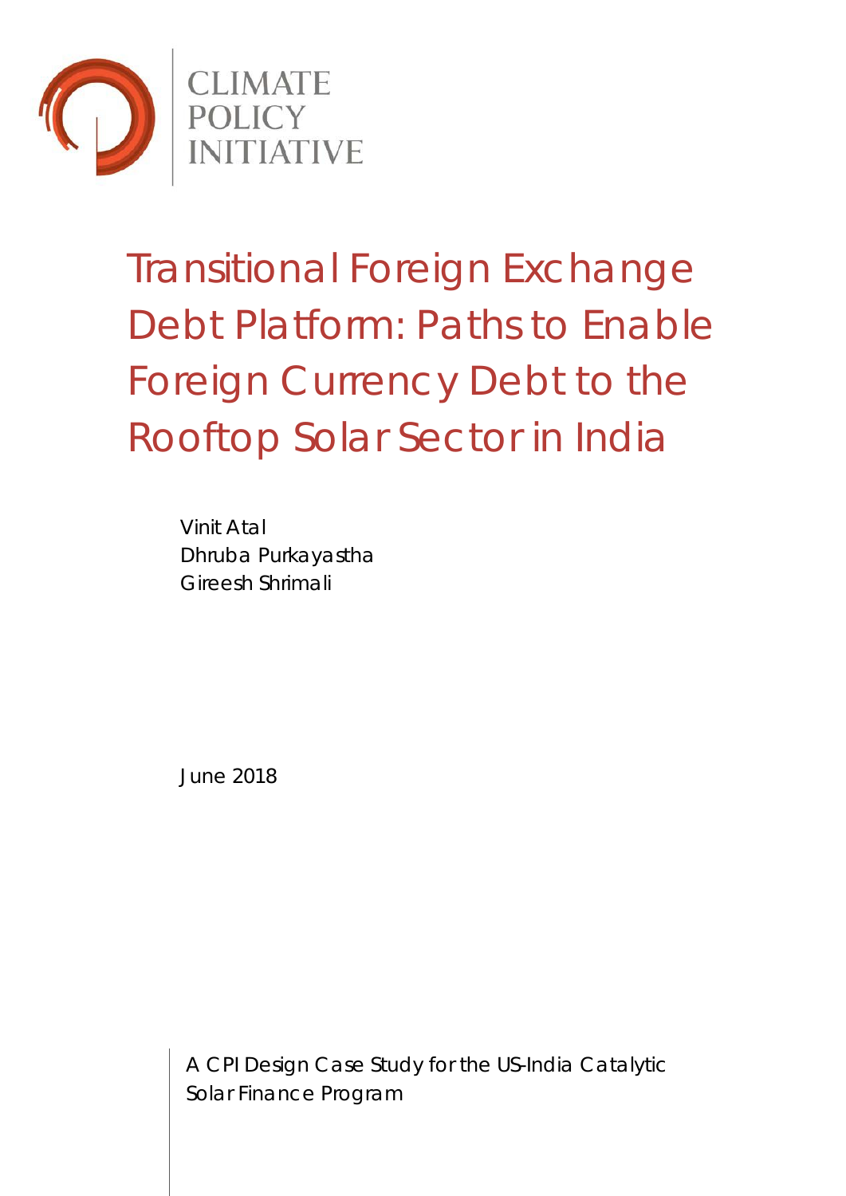CLIMATE POLICY INITIATIVE

# Transitional Foreign Exchange Debt Platform: Paths to Enable Foreign Currency Debt to the Rooftop Solar Sector in India

Vinit Atal
Dhruba Purkayastha
Gireesh Shrimali

June 2018

A CPI Design Case Study for the US-India Catalytic Solar Finance Program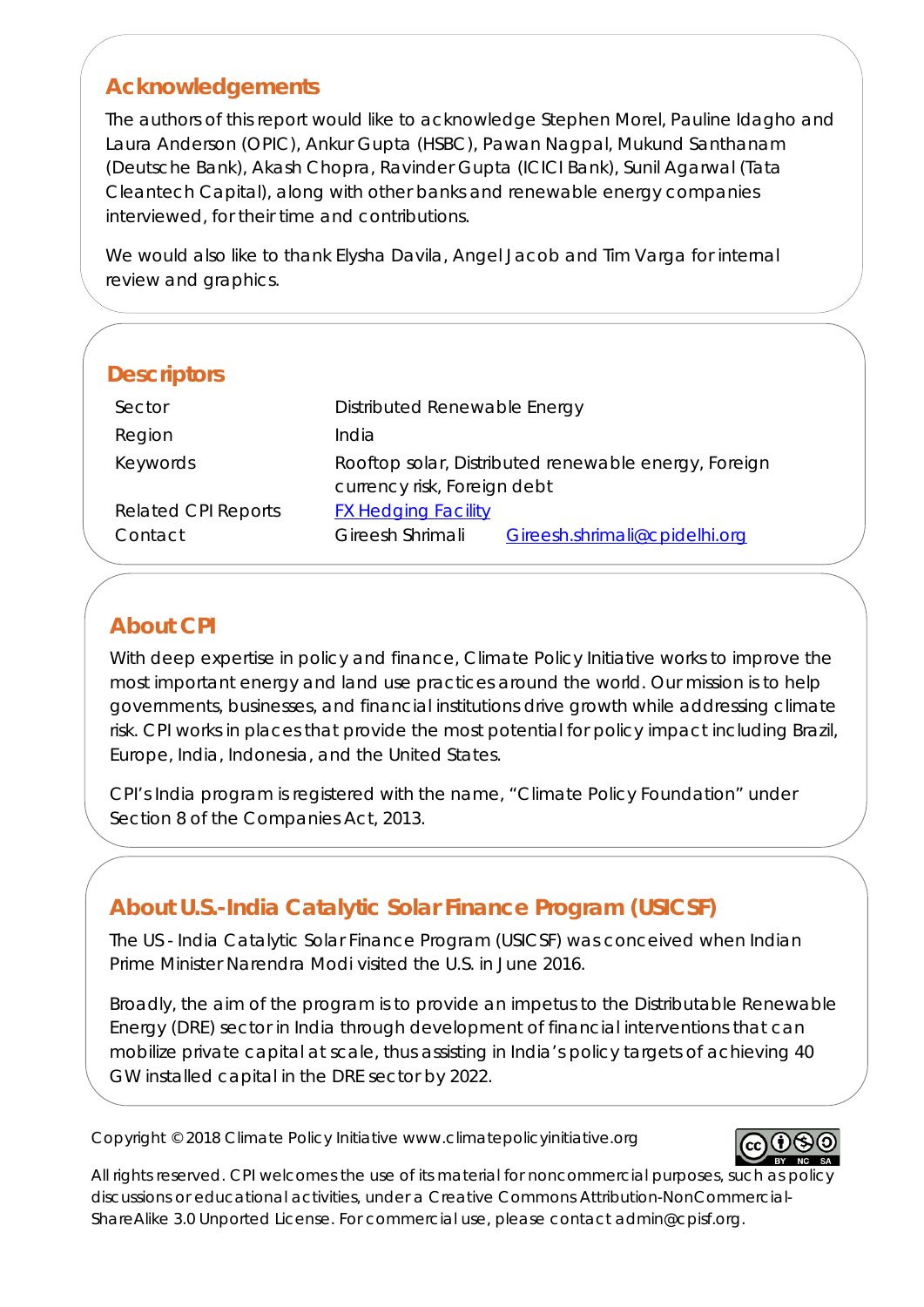## Acknowledgements

The authors of this report would like to acknowledge Stephen Morel, Pauline Idagho and Laura Anderson (OPIC), Ankur Gupta (HSBC), Pawan Nagpal, Mukund Santhanam (Deutsche Bank), Akash Chopra, Ravinder Gupta (ICICI Bank), Sunil Agarwal (Tata Cleantech Capital), along with other banks and renewable energy companies interviewed, for their time and contributions.

We would also like to thank Elysha Davila, Angel Jacob and Tim Varga for internal review and graphics.

## Descriptors

| | | |
|---|---|---|
| Sector | Distributed Renewable Energy | |
| Region | India | |
| Keywords | Rooftop solar, Distributed renewable energy, Foreign currency risk, Foreign debt | |
| Related CPI Reports | FX Hedging Facility | |
| Contact | Gireesh Shrimali | Gireesh.shrimali@cpidelhi.org |

## About CPI

With deep expertise in policy and finance, Climate Policy Initiative works to improve the most important energy and land use practices around the world. Our mission is to help governments, businesses, and financial institutions drive growth while addressing climate risk. CPI works in places that provide the most potential for policy impact including Brazil, Europe, India, Indonesia, and the United States.

CPI's India program is registered with the name, "Climate Policy Foundation" under Section 8 of the Companies Act, 2013.

## About U.S.-India Catalytic Solar Finance Program (USICSF)

The US - India Catalytic Solar Finance Program (USICSF) was conceived when Indian Prime Minister Narendra Modi visited the U.S. in June 2016.

Broadly, the aim of the program is to provide an impetus to the Distributable Renewable Energy (DRE) sector in India through development of financial interventions that can mobilize private capital at scale, thus assisting in India's policy targets of achieving 40 GW installed capital in the DRE sector by 2022.

Copyright © 2018 Climate Policy Initiative www.climatepolicyinitiative.org

All rights reserved. CPI welcomes the use of its material for noncommercial purposes, such as policy discussions or educational activities, under a Creative Commons Attribution-NonCommercial-ShareAlike 3.0 Unported License. For commercial use, please contact admin@cpisf.org.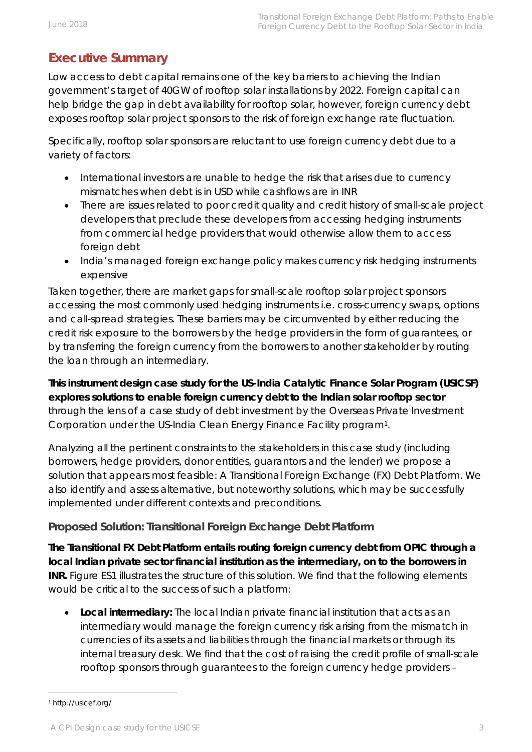## Executive Summary

Low access to debt capital remains one of the key barriers to achieving the Indian government's target of 40GW of rooftop solar installations by 2022. Foreign capital can help bridge the gap in debt availability for rooftop solar, however, foreign currency debt exposes rooftop solar project sponsors to the risk of foreign exchange rate fluctuation.

Specifically, rooftop solar sponsors are reluctant to use foreign currency debt due to a variety of factors:

- International investors are unable to hedge the risk that arises due to currency mismatches when debt is in USD while cashflows are in INR
- There are issues related to poor credit quality and credit history of small-scale project developers that preclude these developers from accessing hedging instruments from commercial hedge providers that would otherwise allow them to access foreign debt
- India's managed foreign exchange policy makes currency risk hedging instruments expensive

Taken together, there are market gaps for small-scale rooftop solar project sponsors accessing the most commonly used hedging instruments i.e. cross-currency swaps, options and call-spread strategies. These barriers may be circumvented by either reducing the credit risk exposure to the borrowers by the hedge providers in the form of guarantees, or by transferring the foreign currency from the borrowers to another stakeholder by routing the loan through an intermediary.

**This instrument design case study for the US-India Catalytic Finance Solar Program (USICSF) explores solutions to enable foreign currency debt to the Indian solar rooftop sector** through the lens of a case study of debt investment by the Overseas Private Investment Corporation under the US-India Clean Energy Finance Facility program[1].

Analyzing all the pertinent constraints to the stakeholders in this case study (including borrowers, hedge providers, donor entities, guarantors and the lender) we propose a solution that appears most feasible: A Transitional Foreign Exchange (FX) Debt Platform. We also identify and assess alternative, but noteworthy solutions, which may be successfully implemented under different contexts and preconditions.

### Proposed Solution: Transitional Foreign Exchange Debt Platform

**The Transitional FX Debt Platform entails routing foreign currency debt from OPIC through a local Indian private sector financial institution as the intermediary, on to the borrowers in INR.** Figure ES1 illustrates the structure of this solution. We find that the following elements would be critical to the success of such a platform:

- **Local intermediary:** The local Indian private financial institution that acts as an intermediary would manage the foreign currency risk arising from the mismatch in currencies of its assets and liabilities through the financial markets or through its internal treasury desk. We find that the cost of raising the credit profile of small-scale rooftop sponsors through guarantees to the foreign currency hedge providers –

[1] http://usicef.org/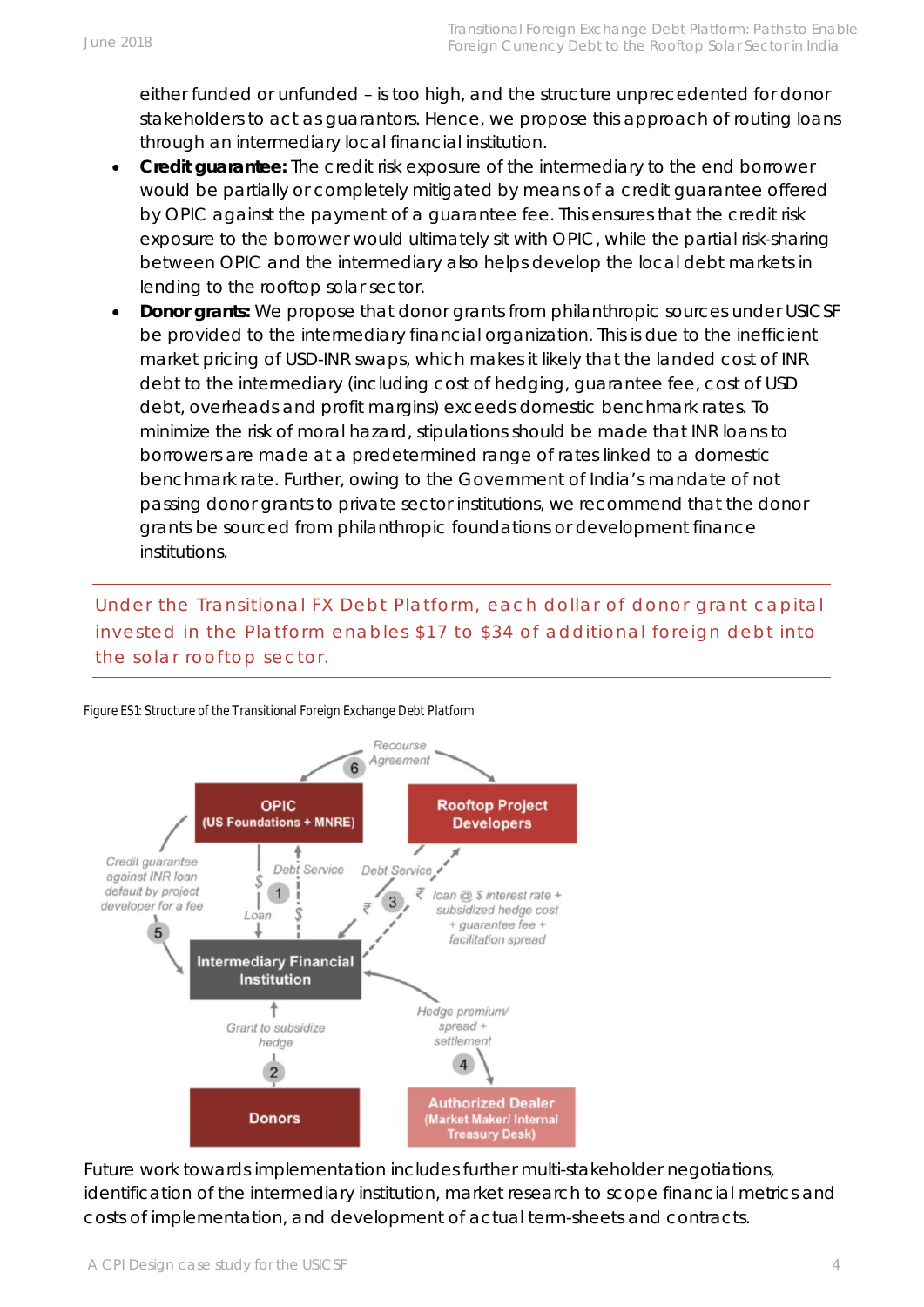either funded or unfunded – is too high, and the structure unprecedented for donor stakeholders to act as guarantors. Hence, we propose this approach of routing loans through an intermediary local financial institution.

- **Credit guarantee:** The credit risk exposure of the intermediary to the end borrower would be partially or completely mitigated by means of a credit guarantee offered by OPIC against the payment of a guarantee fee. This ensures that the credit risk exposure to the borrower would ultimately sit with OPIC, while the partial risk-sharing between OPIC and the intermediary also helps develop the local debt markets in lending to the rooftop solar sector.
- **Donor grants:** We propose that donor grants from philanthropic sources under USICSF be provided to the intermediary financial organization. This is due to the inefficient market pricing of USD-INR swaps, which makes it likely that the landed cost of INR debt to the intermediary (including cost of hedging, guarantee fee, cost of USD debt, overheads and profit margins) exceeds domestic benchmark rates. To minimize the risk of moral hazard, stipulations should be made that INR loans to borrowers are made at a predetermined range of rates linked to a domestic benchmark rate. Further, owing to the Government of India's mandate of not passing donor grants to private sector institutions, we recommend that the donor grants be sourced from philanthropic foundations or development finance institutions.

Under the Transitional FX Debt Platform, each dollar of donor grant capital invested in the Platform enables $17 to $34 of additional foreign debt into the solar rooftop sector.

Figure ES1: Structure of the Transitional Foreign Exchange Debt Platform

Future work towards implementation includes further multi-stakeholder negotiations, identification of the intermediary institution, market research to scope financial metrics and costs of implementation, and development of actual term-sheets and contracts.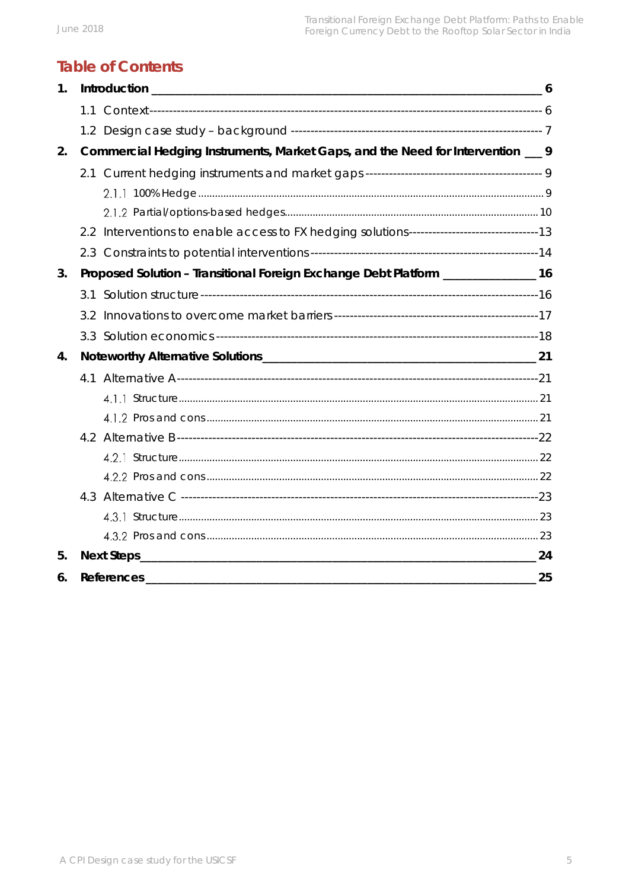# Table of Contents

1. **Introduction** — 6
   - 1.1 Context — 6
   - 1.2 Design case study – background — 7
2. **Commercial Hedging Instruments, Market Gaps, and the Need for Intervention** — 9
   - 2.1 Current hedging instruments and market gaps — 9
     - 2.1.1 100% Hedge — 9
     - 2.1.2 Partial/options-based hedges — 10
   - 2.2 Interventions to enable access to FX hedging solutions — 13
   - 2.3 Constraints to potential interventions — 14
3. **Proposed Solution – Transitional Foreign Exchange Debt Platform** — 16
   - 3.1 Solution structure — 16
   - 3.2 Innovations to overcome market barriers — 17
   - 3.3 Solution economics — 18
4. **Noteworthy Alternative Solutions** — 21
   - 4.1 Alternative A — 21
     - 4.1.1 Structure — 21
     - 4.1.2 Pros and cons — 21
   - 4.2 Alternative B — 22
     - 4.2.1 Structure — 22
     - 4.2.2 Pros and cons — 22
   - 4.3 Alternative C — 23
     - 4.3.1 Structure — 23
     - 4.3.2 Pros and cons — 23
5. **Next Steps** — 24
6. **References** — 25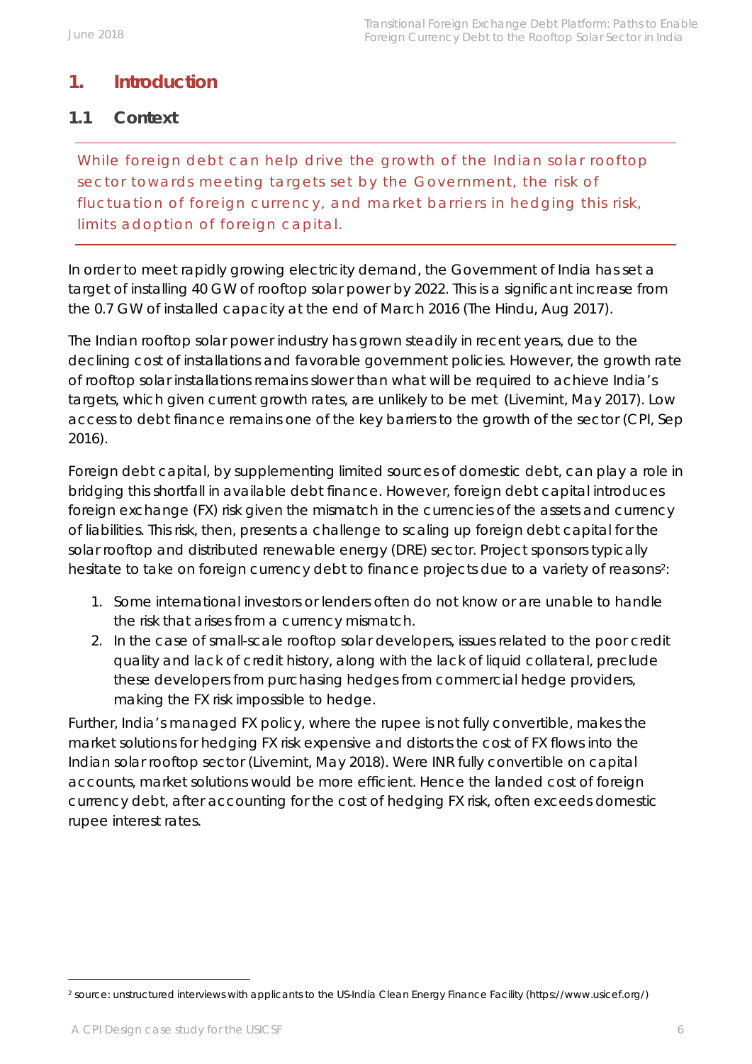# 1. Introduction

## 1.1 Context

While foreign debt can help drive the growth of the Indian solar rooftop sector towards meeting targets set by the Government, the risk of fluctuation of foreign currency, and market barriers in hedging this risk, limits adoption of foreign capital.

In order to meet rapidly growing electricity demand, the Government of India has set a target of installing 40 GW of rooftop solar power by 2022. This is a significant increase from the 0.7 GW of installed capacity at the end of March 2016 (The Hindu, Aug 2017).

The Indian rooftop solar power industry has grown steadily in recent years, due to the declining cost of installations and favorable government policies. However, the growth rate of rooftop solar installations remains slower than what will be required to achieve India's targets, which given current growth rates, are unlikely to be met (Livemint, May 2017). Low access to debt finance remains one of the key barriers to the growth of the sector (CPI, Sep 2016).

Foreign debt capital, by supplementing limited sources of domestic debt, can play a role in bridging this shortfall in available debt finance. However, foreign debt capital introduces foreign exchange (FX) risk given the mismatch in the currencies of the assets and currency of liabilities. This risk, then, presents a challenge to scaling up foreign debt capital for the solar rooftop and distributed renewable energy (DRE) sector. Project sponsors typically hesitate to take on foreign currency debt to finance projects due to a variety of reasons[2]:

1. Some international investors or lenders often do not know or are unable to handle the risk that arises from a currency mismatch.
2. In the case of small-scale rooftop solar developers, issues related to the poor credit quality and lack of credit history, along with the lack of liquid collateral, preclude these developers from purchasing hedges from commercial hedge providers, making the FX risk impossible to hedge.

Further, India's managed FX policy, where the rupee is not fully convertible, makes the market solutions for hedging FX risk expensive and distorts the cost of FX flows into the Indian solar rooftop sector (Livemint, May 2018). Were INR fully convertible on capital accounts, market solutions would be more efficient. Hence the landed cost of foreign currency debt, after accounting for the cost of hedging FX risk, often exceeds domestic rupee interest rates.

[2] source: unstructured interviews with applicants to the US-India Clean Energy Finance Facility (https://www.usicef.org/)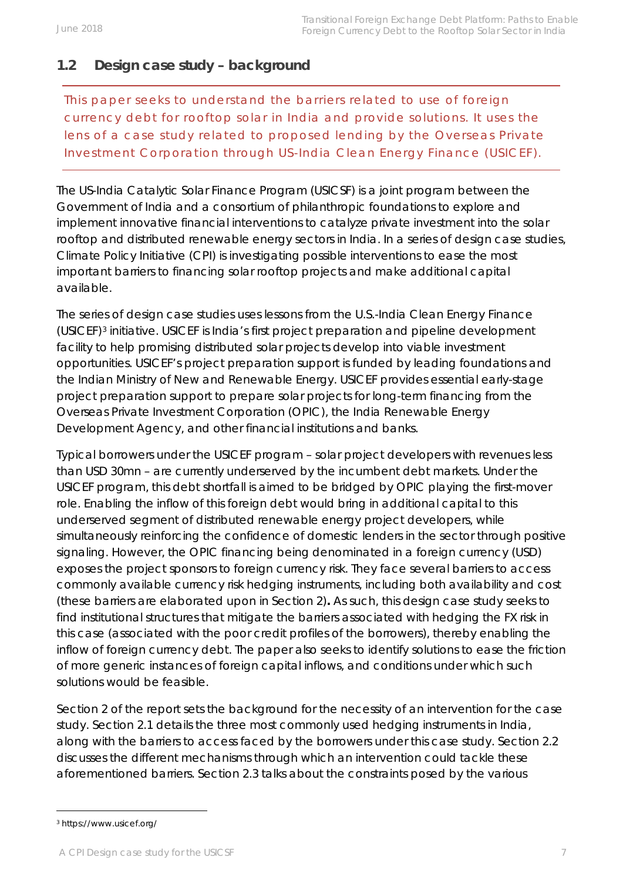## 1.2 Design case study – background

This paper seeks to understand the barriers related to use of foreign currency debt for rooftop solar in India and provide solutions. It uses the lens of a case study related to proposed lending by the Overseas Private Investment Corporation through US-India Clean Energy Finance (USICEF).

The US-India Catalytic Solar Finance Program (USICSF) is a joint program between the Government of India and a consortium of philanthropic foundations to explore and implement innovative financial interventions to catalyze private investment into the solar rooftop and distributed renewable energy sectors in India. In a series of design case studies, Climate Policy Initiative (CPI) is investigating possible interventions to ease the most important barriers to financing solar rooftop projects and make additional capital available.

The series of design case studies uses lessons from the U.S.-India Clean Energy Finance (USICEF)[3] initiative. USICEF is India's first project preparation and pipeline development facility to help promising distributed solar projects develop into viable investment opportunities. USICEF's project preparation support is funded by leading foundations and the Indian Ministry of New and Renewable Energy. USICEF provides essential early-stage project preparation support to prepare solar projects for long-term financing from the Overseas Private Investment Corporation (OPIC), the India Renewable Energy Development Agency, and other financial institutions and banks.

Typical borrowers under the USICEF program – solar project developers with revenues less than USD 30mn – are currently underserved by the incumbent debt markets. Under the USICEF program, this debt shortfall is aimed to be bridged by OPIC playing the first-mover role. Enabling the inflow of this foreign debt would bring in additional capital to this underserved segment of distributed renewable energy project developers, while simultaneously reinforcing the confidence of domestic lenders in the sector through positive signaling. However, the OPIC financing being denominated in a foreign currency (USD) exposes the project sponsors to foreign currency risk. They face several barriers to access commonly available currency risk hedging instruments, including both availability and cost (these barriers are elaborated upon in Section 2)**.** As such, this design case study seeks to find institutional structures that mitigate the barriers associated with hedging the FX risk in this case (associated with the poor credit profiles of the borrowers), thereby enabling the inflow of foreign currency debt. The paper also seeks to identify solutions to ease the friction of more generic instances of foreign capital inflows, and conditions under which such solutions would be feasible.

Section 2 of the report sets the background for the necessity of an intervention for the case study. Section 2.1 details the three most commonly used hedging instruments in India, along with the barriers to access faced by the borrowers under this case study. Section 2.2 discusses the different mechanisms through which an intervention could tackle these aforementioned barriers. Section 2.3 talks about the constraints posed by the various

---

[3] https://www.usicef.org/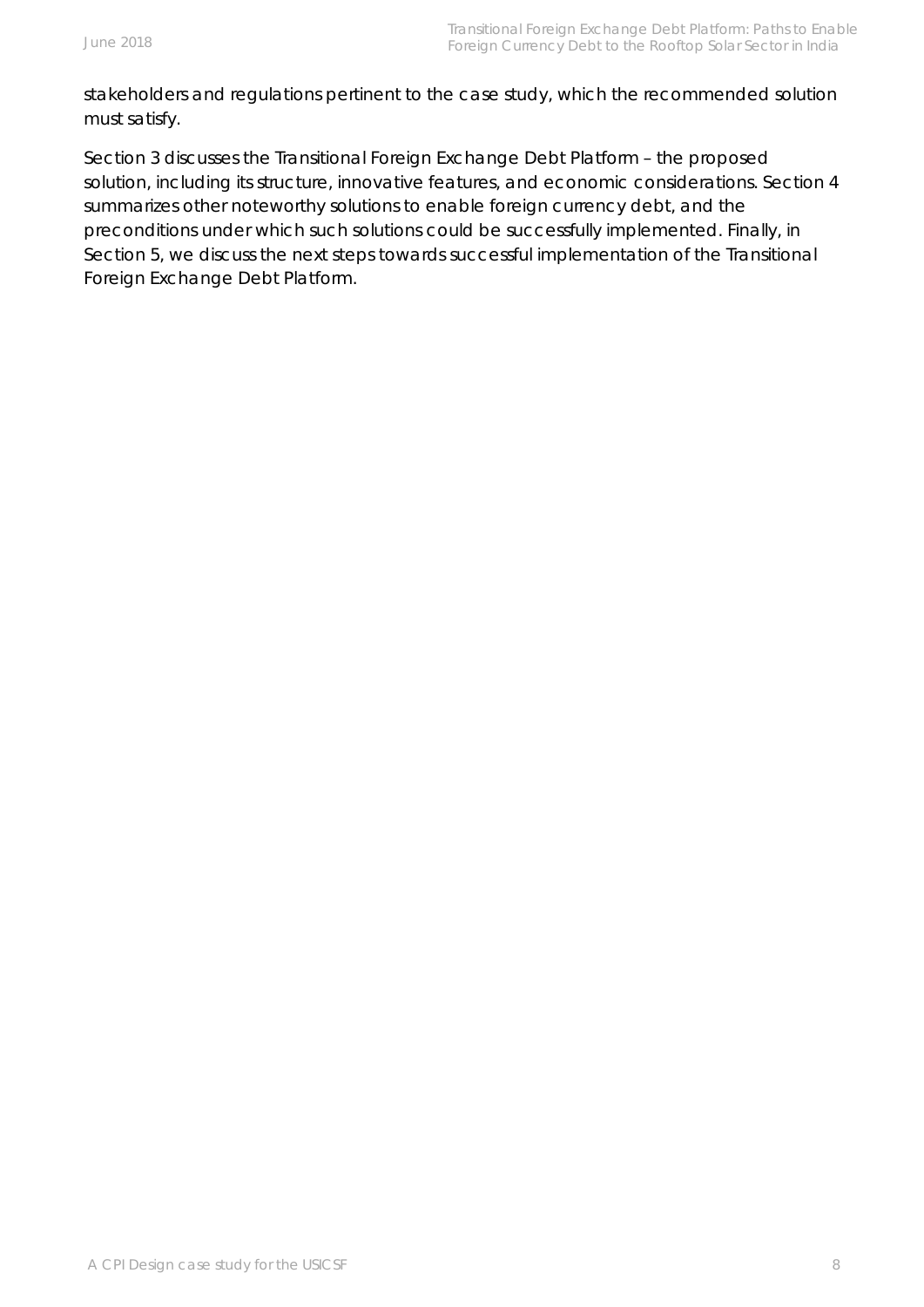stakeholders and regulations pertinent to the case study, which the recommended solution must satisfy.

Section 3 discusses the Transitional Foreign Exchange Debt Platform – the proposed solution, including its structure, innovative features, and economic considerations. Section 4 summarizes other noteworthy solutions to enable foreign currency debt, and the preconditions under which such solutions could be successfully implemented. Finally, in Section 5, we discuss the next steps towards successful implementation of the Transitional Foreign Exchange Debt Platform.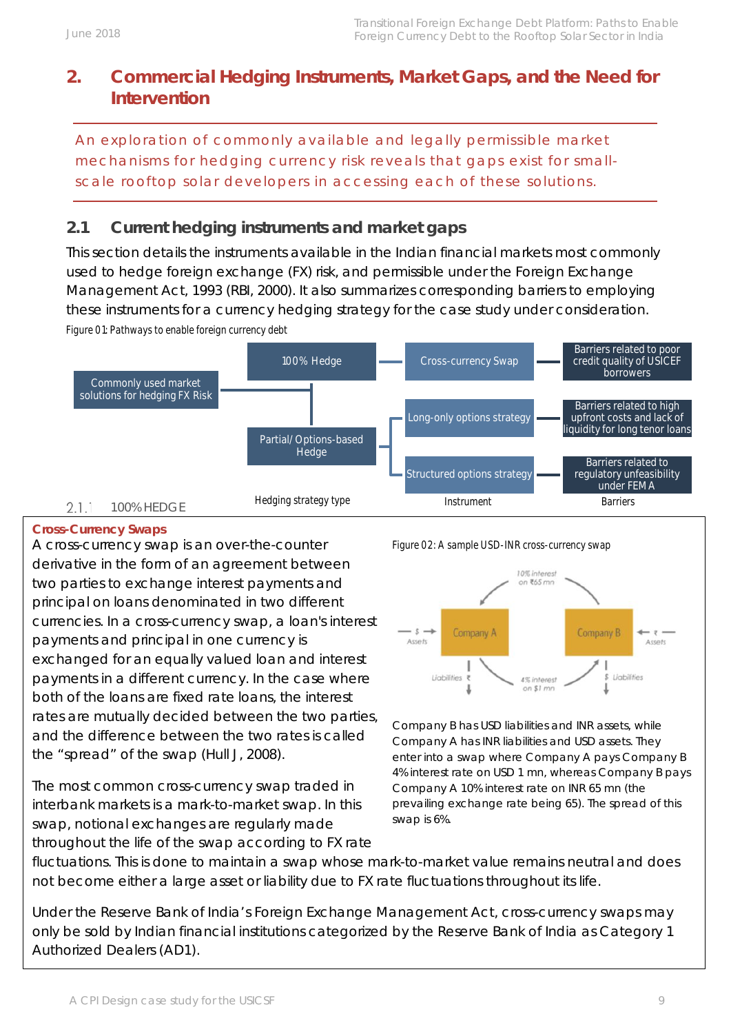## 2. Commercial Hedging Instruments, Market Gaps, and the Need for Intervention

An exploration of commonly available and legally permissible market mechanisms for hedging currency risk reveals that gaps exist for small-scale rooftop solar developers in accessing each of these solutions.

### 2.1 Current hedging instruments and market gaps

This section details the instruments available in the Indian financial markets most commonly used to hedge foreign exchange (FX) risk, and permissible under the Foreign Exchange Management Act, 1993 (RBI, 2000). It also summarizes corresponding barriers to employing these instruments for a currency hedging strategy for the case study under consideration.

Figure 01: Pathways to enable foreign currency debt

| Hedging strategy type | Instrument | Barriers |
|---|---|---|
| 100% Hedge | Cross-currency Swap | Barriers related to poor credit quality of USICEF borrowers |
| Partial/ Options-based Hedge | Long-only options strategy | Barriers related to high upfront costs and lack of liquidity for long tenor loans |
| Partial/ Options-based Hedge | Structured options strategy | Barriers related to regulatory unfeasibility under FEMA |

(Starting point: Commonly used market solutions for hedging FX Risk)

#### 2.1.1 100% HEDGE

**Cross-Currency Swaps**

A cross-currency swap is an over-the-counter derivative in the form of an agreement between two parties to exchange interest payments and principal on loans denominated in two different currencies. In a cross-currency swap, a loan's interest payments and principal in one currency is exchanged for an equally valued loan and interest payments in a different currency. In the case where both of the loans are fixed rate loans, the interest rates are mutually decided between the two parties, and the difference between the two rates is called the "spread" of the swap (Hull J, 2008).

Figure 02: A sample USD-INR cross-currency swap

Company B has USD liabilities and INR assets, while Company A has INR liabilities and USD assets. They enter into a swap where Company A pays Company B 4% interest rate on USD 1 mn, whereas Company B pays Company A 10% interest rate on INR 65 mn (the prevailing exchange rate being 65). The spread of this swap is 6%.

The most common cross-currency swap traded in interbank markets is a mark-to-market swap. In this swap, notional exchanges are regularly made throughout the life of the swap according to FX rate fluctuations. This is done to maintain a swap whose mark-to-market value remains neutral and does not become either a large asset or liability due to FX rate fluctuations throughout its life.

Under the Reserve Bank of India's Foreign Exchange Management Act, cross-currency swaps may only be sold by Indian financial institutions categorized by the Reserve Bank of India as Category 1 Authorized Dealers (AD1).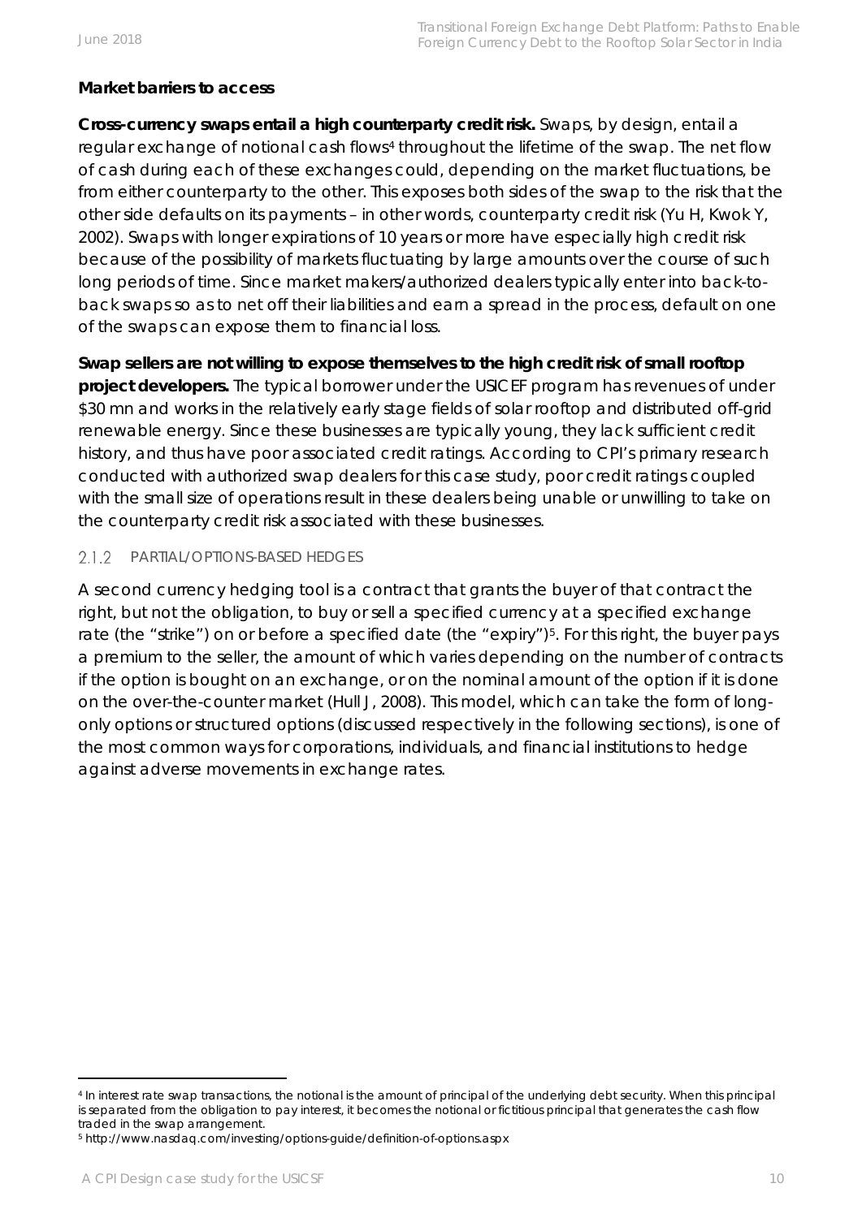**Market barriers to access**

**Cross-currency swaps entail a high counterparty credit risk.** Swaps, by design, entail a regular exchange of notional cash flows[4] throughout the lifetime of the swap. The net flow of cash during each of these exchanges could, depending on the market fluctuations, be from either counterparty to the other. This exposes both sides of the swap to the risk that the other side defaults on its payments – in other words, counterparty credit risk (Yu H, Kwok Y, 2002). Swaps with longer expirations of 10 years or more have especially high credit risk because of the possibility of markets fluctuating by large amounts over the course of such long periods of time. Since market makers/authorized dealers typically enter into back-to-back swaps so as to net off their liabilities and earn a spread in the process, default on one of the swaps can expose them to financial loss.

**Swap sellers are not willing to expose themselves to the high credit risk of small rooftop project developers.** The typical borrower under the USICEF program has revenues of under $30 mn and works in the relatively early stage fields of solar rooftop and distributed off-grid renewable energy. Since these businesses are typically young, they lack sufficient credit history, and thus have poor associated credit ratings. According to CPI's primary research conducted with authorized swap dealers for this case study, poor credit ratings coupled with the small size of operations result in these dealers being unable or unwilling to take on the counterparty credit risk associated with these businesses.

### 2.1.2 PARTIAL/OPTIONS-BASED HEDGES

A second currency hedging tool is a contract that grants the buyer of that contract the right, but not the obligation, to buy or sell a specified currency at a specified exchange rate (the "strike") on or before a specified date (the "expiry")[5]. For this right, the buyer pays a premium to the seller, the amount of which varies depending on the number of contracts if the option is bought on an exchange, or on the nominal amount of the option if it is done on the over-the-counter market (Hull J, 2008). This model, which can take the form of long-only options or structured options (discussed respectively in the following sections), is one of the most common ways for corporations, individuals, and financial institutions to hedge against adverse movements in exchange rates.

---

[4] In interest rate swap transactions, the notional is the amount of principal of the underlying debt security. When this principal is separated from the obligation to pay interest, it becomes the notional or fictitious principal that generates the cash flow traded in the swap arrangement.

[5] http://www.nasdaq.com/investing/options-guide/definition-of-options.aspx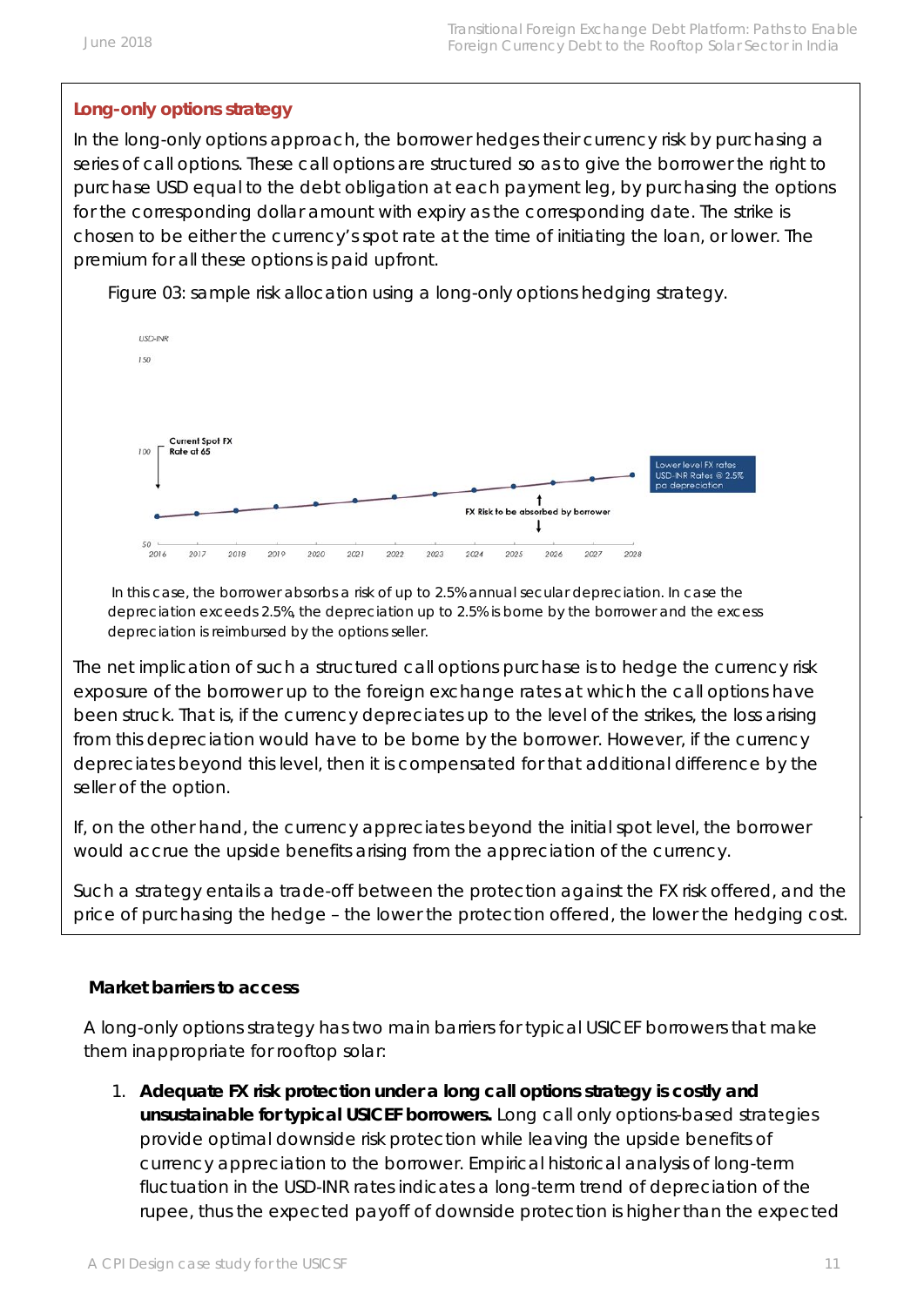### Long-only options strategy

In the long-only options approach, the borrower hedges their currency risk by purchasing a series of call options. These call options are structured so as to give the borrower the right to purchase USD equal to the debt obligation at each payment leg, by purchasing the options for the corresponding dollar amount with expiry as the corresponding date. The strike is chosen to be either the currency's spot rate at the time of initiating the loan, or lower. The premium for all these options is paid upfront.

Figure 03: sample risk allocation using a long-only options hedging strategy.

In this case, the borrower absorbs a risk of up to 2.5% annual secular depreciation. In case the depreciation exceeds 2.5%, the depreciation up to 2.5% is borne by the borrower and the excess depreciation is reimbursed by the options seller.

The net implication of such a structured call options purchase is to hedge the currency risk exposure of the borrower up to the foreign exchange rates at which the call options have been struck. That is, if the currency depreciates up to the level of the strikes, the loss arising from this depreciation would have to be borne by the borrower. However, if the currency depreciates beyond this level, then it is compensated for that additional difference by the seller of the option.

If, on the other hand, the currency appreciates beyond the initial spot level, the borrower would accrue the upside benefits arising from the appreciation of the currency.

Such a strategy entails a trade-off between the protection against the FX risk offered, and the price of purchasing the hedge – the lower the protection offered, the lower the hedging cost.

**Market barriers to access**

A long-only options strategy has two main barriers for typical USICEF borrowers that make them inappropriate for rooftop solar:

1. **Adequate FX risk protection under a long call options strategy is costly and unsustainable for typical USICEF borrowers.** Long call only options-based strategies provide optimal downside risk protection while leaving the upside benefits of currency appreciation to the borrower. Empirical historical analysis of long-term fluctuation in the USD-INR rates indicates a long-term trend of depreciation of the rupee, thus the expected payoff of downside protection is higher than the expected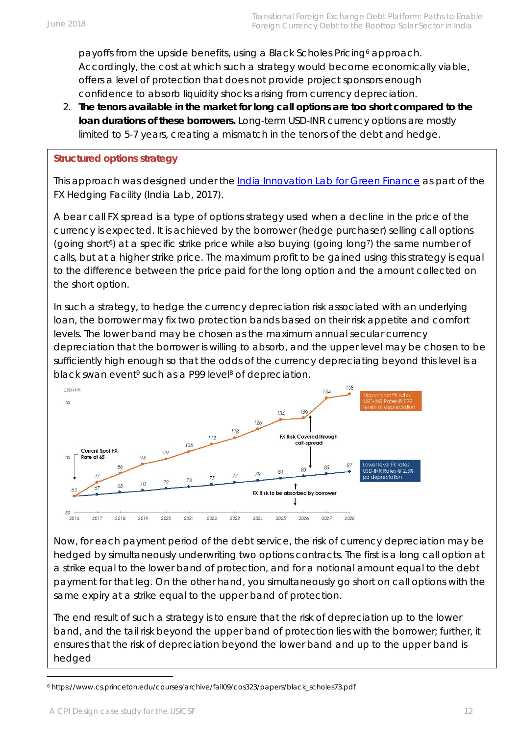payoffs from the upside benefits, using a Black Scholes Pricing[6] approach. Accordingly, the cost at which such a strategy would become economically viable, offers a level of protection that does not provide project sponsors enough confidence to absorb liquidity shocks arising from currency depreciation.

2. **The tenors available in the market for long call options are too short compared to the loan durations of these borrowers.** Long-term USD-INR currency options are mostly limited to 5-7 years, creating a mismatch in the tenors of the debt and hedge.

**Structured options strategy**

This approach was designed under the India Innovation Lab for Green Finance as part of the FX Hedging Facility (India Lab, 2017).

A bear call FX spread is a type of options strategy used when a decline in the price of the currency is expected. It is achieved by the borrower (hedge purchaser) selling call options (going short[6]) at a specific strike price while also buying (going long[7]) the same number of calls, but at a higher strike price. The maximum profit to be gained using this strategy is equal to the difference between the price paid for the long option and the amount collected on the short option.

In such a strategy, to hedge the currency depreciation risk associated with an underlying loan, the borrower may fix two protection bands based on their risk appetite and comfort levels. The lower band may be chosen as the maximum annual secular currency depreciation that the borrower is willing to absorb, and the upper level may be chosen to be sufficiently high enough so that the odds of the currency depreciating beyond this level is a black swan event[9] such as a P99 level[8] of depreciation.

Now, for each payment period of the debt service, the risk of currency depreciation may be hedged by simultaneously underwriting two options contracts. The first is a long call option at a strike equal to the lower band of protection, and for a notional amount equal to the debt payment for that leg. On the other hand, you simultaneously go short on call options with the same expiry at a strike equal to the upper band of protection.

The end result of such a strategy is to ensure that the risk of depreciation up to the lower band, and the tail risk beyond the upper band of protection lies with the borrower; further, it ensures that the risk of depreciation beyond the lower band and up to the upper band is hedged

---

[6] https://www.cs.princeton.edu/courses/archive/fall09/cos323/papers/black_scholes73.pdf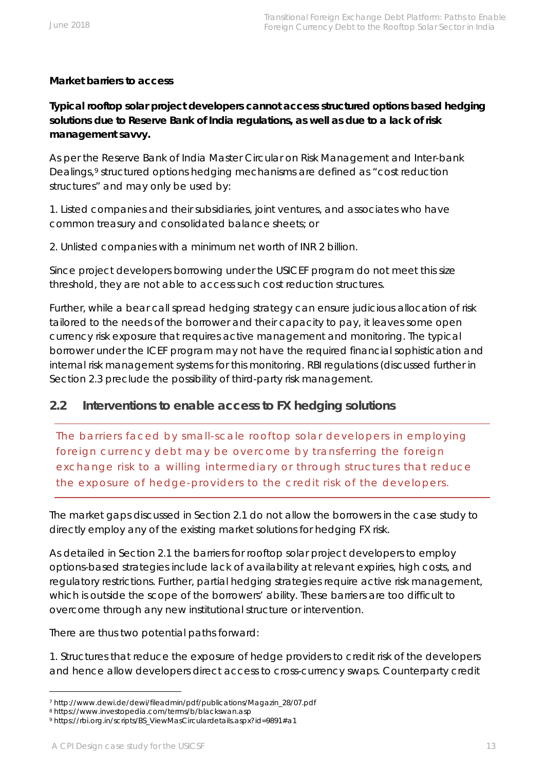**Market barriers to access**

**Typical rooftop solar project developers cannot access structured options based hedging solutions due to Reserve Bank of India regulations, as well as due to a lack of risk management savvy.**

As per the Reserve Bank of India Master Circular on Risk Management and Inter-bank Dealings,[9] structured options hedging mechanisms are defined as "cost reduction structures" and may only be used by:

1. Listed companies and their subsidiaries, joint ventures, and associates who have common treasury and consolidated balance sheets; or

2. Unlisted companies with a minimum net worth of INR 2 billion.

Since project developers borrowing under the USICEF program do not meet this size threshold, they are not able to access such cost reduction structures.

Further, while a bear call spread hedging strategy can ensure judicious allocation of risk tailored to the needs of the borrower and their capacity to pay, it leaves some open currency risk exposure that requires active management and monitoring. The typical borrower under the ICEF program may not have the required financial sophistication and internal risk management systems for this monitoring. RBI regulations (discussed further in Section 2.3 preclude the possibility of third-party risk management.

## 2.2 Interventions to enable access to FX hedging solutions

> The barriers faced by small-scale rooftop solar developers in employing foreign currency debt may be overcome by transferring the foreign exchange risk to a willing intermediary or through structures that reduce the exposure of hedge-providers to the credit risk of the developers.

The market gaps discussed in Section 2.1 do not allow the borrowers in the case study to directly employ any of the existing market solutions for hedging FX risk.

As detailed in Section 2.1 the barriers for rooftop solar project developers to employ options-based strategies include lack of availability at relevant expiries, high costs, and regulatory restrictions. Further, partial hedging strategies require active risk management, which is outside the scope of the borrowers' ability. These barriers are too difficult to overcome through any new institutional structure or intervention.

There are thus two potential paths forward:

1. Structures that reduce the exposure of hedge providers to credit risk of the developers and hence allow developers direct access to cross-currency swaps. Counterparty credit

---

[7] http://www.dewi.de/dewi/fileadmin/pdf/publications/Magazin_28/07.pdf

[8] https://www.investopedia.com/terms/b/blackswan.asp

[9] https://rbi.org.in/scripts/BS_ViewMasCirculardetails.aspx?id=9891#a1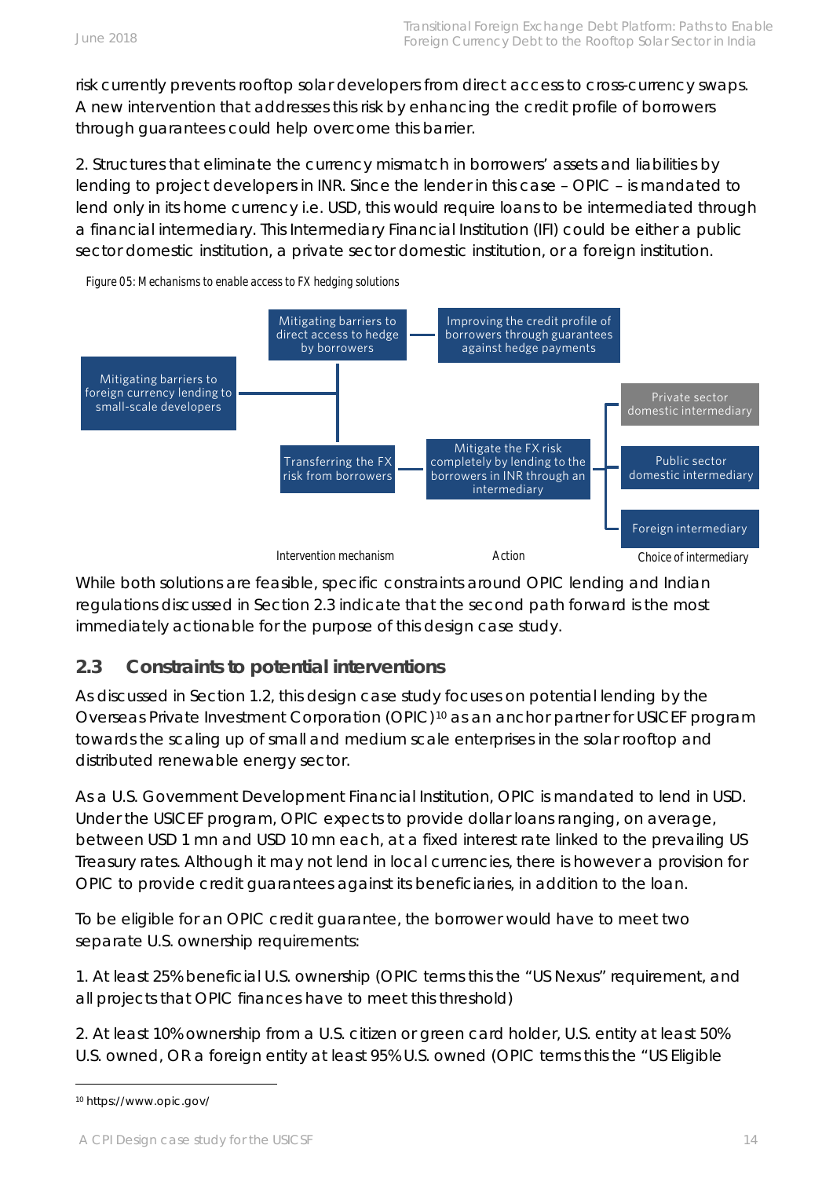risk currently prevents rooftop solar developers from direct access to cross-currency swaps. A new intervention that addresses this risk by enhancing the credit profile of borrowers through guarantees could help overcome this barrier.

2. Structures that eliminate the currency mismatch in borrowers' assets and liabilities by lending to project developers in INR. Since the lender in this case – OPIC – is mandated to lend only in its home currency i.e. USD, this would require loans to be intermediated through a financial intermediary. This Intermediary Financial Institution (IFI) could be either a public sector domestic institution, a private sector domestic institution, or a foreign institution.

Figure 05: Mechanisms to enable access to FX hedging solutions

| Intervention mechanism | | Action | Choice of intermediary |
| --- | --- | --- | --- |
| Mitigating barriers to foreign currency lending to small-scale developers | Mitigating barriers to direct access to hedge by borrowers | Improving the credit profile of borrowers through guarantees against hedge payments | |
| | Transferring the FX risk from borrowers | Mitigate the FX risk completely by lending to the borrowers in INR through an intermediary | Private sector domestic intermediary |
| | | | Public sector domestic intermediary |
| | | | Foreign intermediary |

While both solutions are feasible, specific constraints around OPIC lending and Indian regulations discussed in Section 2.3 indicate that the second path forward is the most immediately actionable for the purpose of this design case study.

## 2.3 Constraints to potential interventions

As discussed in Section 1.2, this design case study focuses on potential lending by the Overseas Private Investment Corporation (OPIC)[10] as an anchor partner for USICEF program towards the scaling up of small and medium scale enterprises in the solar rooftop and distributed renewable energy sector.

As a U.S. Government Development Financial Institution, OPIC is mandated to lend in USD. Under the USICEF program, OPIC expects to provide dollar loans ranging, on average, between USD 1 mn and USD 10 mn each, at a fixed interest rate linked to the prevailing US Treasury rates. Although it may not lend in local currencies, there is however a provision for OPIC to provide credit guarantees against its beneficiaries, in addition to the loan.

To be eligible for an OPIC credit guarantee, the borrower would have to meet two separate U.S. ownership requirements:

1. At least 25% beneficial U.S. ownership (OPIC terms this the "US Nexus" requirement, and all projects that OPIC finances have to meet this threshold)

2. At least 10% ownership from a U.S. citizen or green card holder, U.S. entity at least 50% U.S. owned, OR a foreign entity at least 95% U.S. owned (OPIC terms this the "US Eligible

[10] https://www.opic.gov/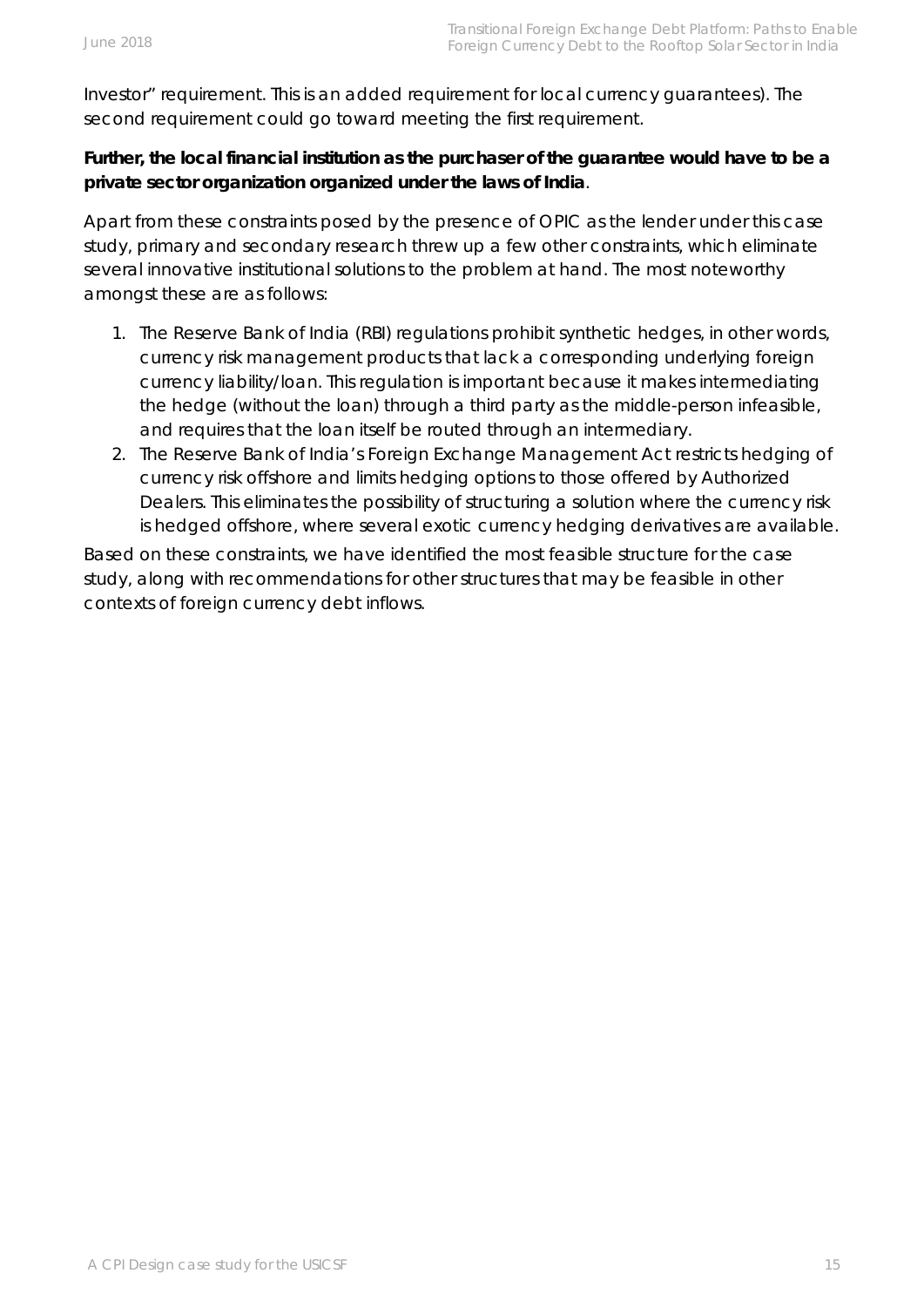Investor" requirement. This is an added requirement for local currency guarantees). The second requirement could go toward meeting the first requirement.

**Further, the local financial institution as the purchaser of the guarantee would have to be a private sector organization organized under the laws of India**.

Apart from these constraints posed by the presence of OPIC as the lender under this case study, primary and secondary research threw up a few other constraints, which eliminate several innovative institutional solutions to the problem at hand. The most noteworthy amongst these are as follows:

1. The Reserve Bank of India (RBI) regulations prohibit synthetic hedges, in other words, currency risk management products that lack a corresponding underlying foreign currency liability/loan. This regulation is important because it makes intermediating the hedge (without the loan) through a third party as the middle-person infeasible, and requires that the loan itself be routed through an intermediary.
2. The Reserve Bank of India's Foreign Exchange Management Act restricts hedging of currency risk offshore and limits hedging options to those offered by Authorized Dealers. This eliminates the possibility of structuring a solution where the currency risk is hedged offshore, where several exotic currency hedging derivatives are available.

Based on these constraints, we have identified the most feasible structure for the case study, along with recommendations for other structures that may be feasible in other contexts of foreign currency debt inflows.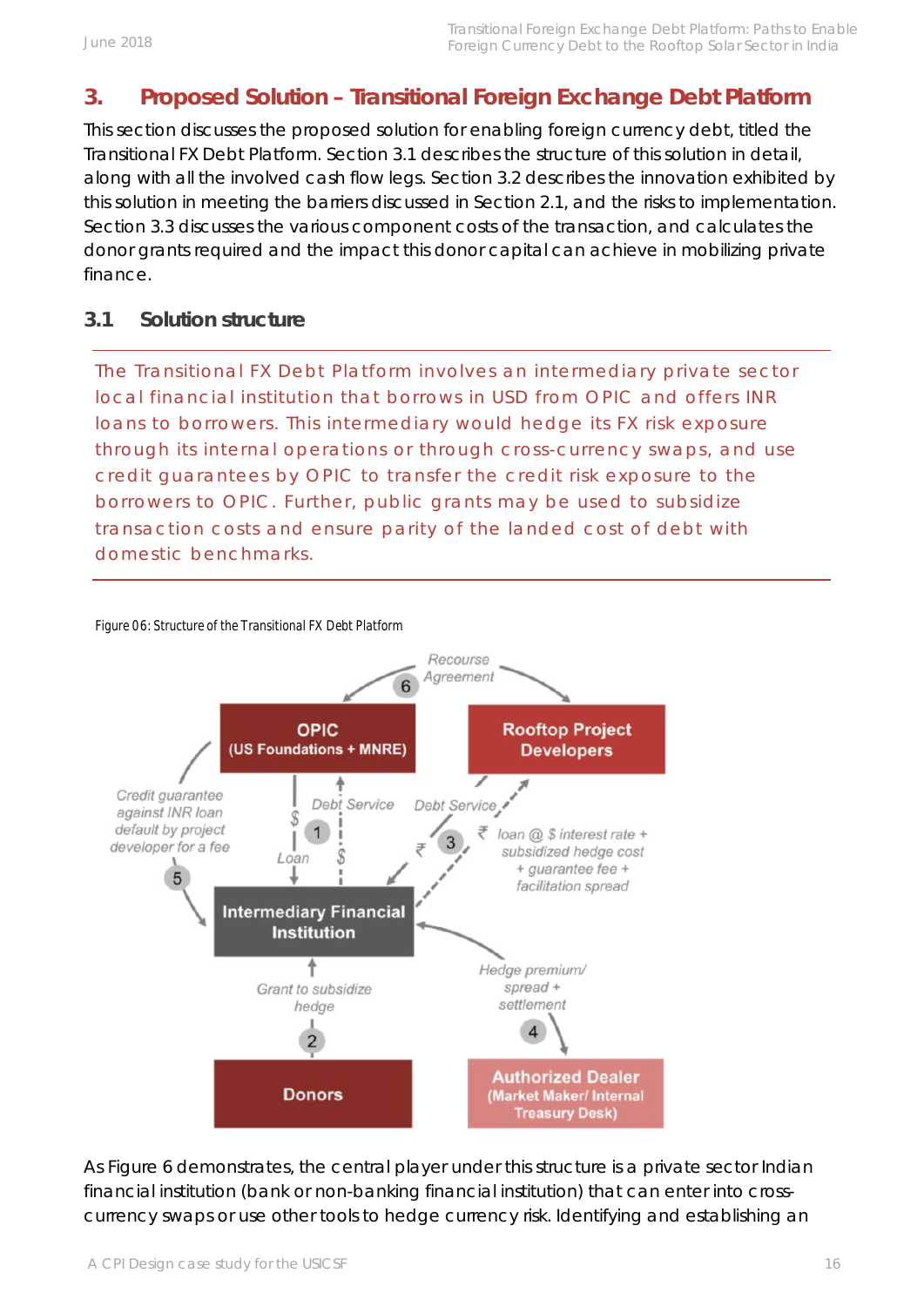## 3. Proposed Solution – Transitional Foreign Exchange Debt Platform

This section discusses the proposed solution for enabling foreign currency debt, titled the Transitional FX Debt Platform. Section 3.1 describes the structure of this solution in detail, along with all the involved cash flow legs. Section 3.2 describes the innovation exhibited by this solution in meeting the barriers discussed in Section 2.1, and the risks to implementation. Section 3.3 discusses the various component costs of the transaction, and calculates the donor grants required and the impact this donor capital can achieve in mobilizing private finance.

### 3.1 Solution structure

The Transitional FX Debt Platform involves an intermediary private sector local financial institution that borrows in USD from OPIC and offers INR loans to borrowers. This intermediary would hedge its FX risk exposure through its internal operations or through cross-currency swaps, and use credit guarantees by OPIC to transfer the credit risk exposure to the borrowers to OPIC. Further, public grants may be used to subsidize transaction costs and ensure parity of the landed cost of debt with domestic benchmarks.

Figure 06: Structure of the Transitional FX Debt Platform

- OPIC (US Foundations + MNRE)
- Rooftop Project Developers
- Intermediary Financial Institution
- Donors
- Authorized Dealer (Market Maker/ Internal Treasury Desk)

1. OPIC → Intermediary Financial Institution: $ Loan; Intermediary Financial Institution → OPIC: $ Debt Service
2. Donors → Intermediary Financial Institution: Grant to subsidize hedge
3. Intermediary Financial Institution → Rooftop Project Developers: ₹ loan @ $ interest rate + subsidized hedge cost + guarantee fee + facilitation spread; Rooftop Project Developers → Intermediary Financial Institution: ₹ Debt Service
4. Intermediary Financial Institution ↔ Authorized Dealer: Hedge premium/ spread + settlement
5. OPIC → Intermediary Financial Institution: Credit guarantee against INR loan default by project developer for a fee
6. OPIC ↔ Rooftop Project Developers: Recourse Agreement

As Figure 6 demonstrates, the central player under this structure is a private sector Indian financial institution (bank or non-banking financial institution) that can enter into cross-currency swaps or use other tools to hedge currency risk. Identifying and establishing an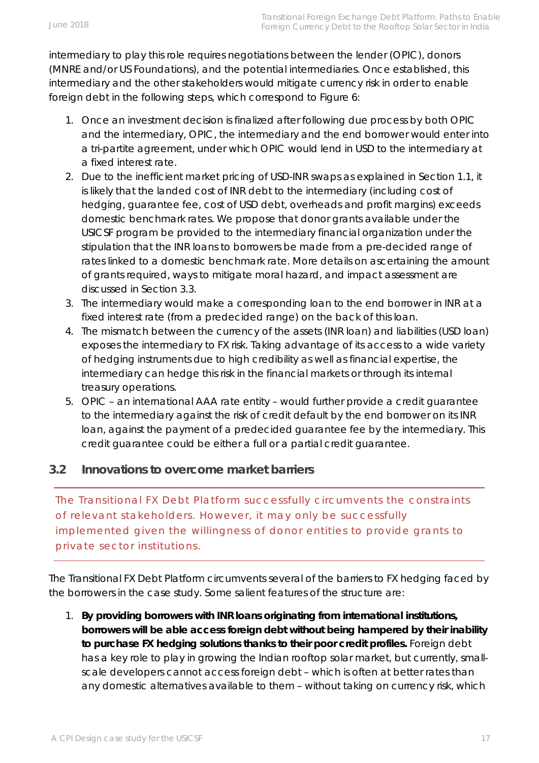intermediary to play this role requires negotiations between the lender (OPIC), donors (MNRE and/or US Foundations), and the potential intermediaries. Once established, this intermediary and the other stakeholders would mitigate currency risk in order to enable foreign debt in the following steps, which correspond to Figure 6:

1. Once an investment decision is finalized after following due process by both OPIC and the intermediary, OPIC, the intermediary and the end borrower would enter into a tri-partite agreement, under which OPIC would lend in USD to the intermediary at a fixed interest rate.
2. Due to the inefficient market pricing of USD-INR swaps as explained in Section 1.1, it is likely that the landed cost of INR debt to the intermediary (including cost of hedging, guarantee fee, cost of USD debt, overheads and profit margins) exceeds domestic benchmark rates. We propose that donor grants available under the USICSF program be provided to the intermediary financial organization under the stipulation that the INR loans to borrowers be made from a pre-decided range of rates linked to a domestic benchmark rate. More details on ascertaining the amount of grants required, ways to mitigate moral hazard, and impact assessment are discussed in Section 3.3.
3. The intermediary would make a corresponding loan to the end borrower in INR at a fixed interest rate (from a predecided range) on the back of this loan.
4. The mismatch between the currency of the assets (INR loan) and liabilities (USD loan) exposes the intermediary to FX risk. Taking advantage of its access to a wide variety of hedging instruments due to high credibility as well as financial expertise, the intermediary can hedge this risk in the financial markets or through its internal treasury operations.
5. OPIC – an international AAA rate entity – would further provide a credit guarantee to the intermediary against the risk of credit default by the end borrower on its INR loan, against the payment of a predecided guarantee fee by the intermediary. This credit guarantee could be either a full or a partial credit guarantee.

## 3.2 Innovations to overcome market barriers

The Transitional FX Debt Platform successfully circumvents the constraints of relevant stakeholders. However, it may only be successfully implemented given the willingness of donor entities to provide grants to private sector institutions.

The Transitional FX Debt Platform circumvents several of the barriers to FX hedging faced by the borrowers in the case study. Some salient features of the structure are:

1. **By providing borrowers with INR loans originating from international institutions, borrowers will be able access foreign debt without being hampered by their inability to purchase FX hedging solutions thanks to their poor credit profiles.** Foreign debt has a key role to play in growing the Indian rooftop solar market, but currently, small-scale developers cannot access foreign debt – which is often at better rates than any domestic alternatives available to them – without taking on currency risk, which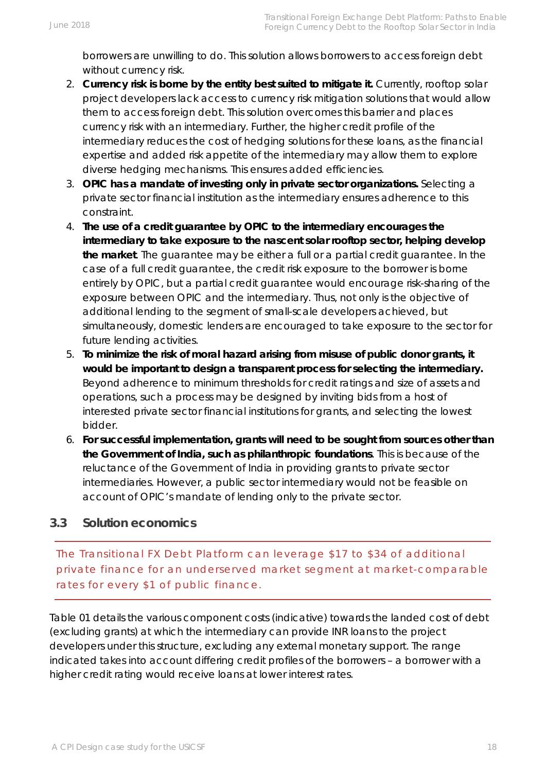borrowers are unwilling to do. This solution allows borrowers to access foreign debt without currency risk.

2. **Currency risk is borne by the entity best suited to mitigate it.** Currently, rooftop solar project developers lack access to currency risk mitigation solutions that would allow them to access foreign debt. This solution overcomes this barrier and places currency risk with an intermediary. Further, the higher credit profile of the intermediary reduces the cost of hedging solutions for these loans, as the financial expertise and added risk appetite of the intermediary may allow them to explore diverse hedging mechanisms. This ensures added efficiencies.
3. **OPIC has a mandate of investing only in private sector organizations.** Selecting a private sector financial institution as the intermediary ensures adherence to this constraint.
4. **The use of a credit guarantee by OPIC to the intermediary encourages the intermediary to take exposure to the nascent solar rooftop sector, helping develop the market**. The guarantee may be either a full or a partial credit guarantee. In the case of a full credit guarantee, the credit risk exposure to the borrower is borne entirely by OPIC, but a partial credit guarantee would encourage risk-sharing of the exposure between OPIC and the intermediary. Thus, not only is the objective of additional lending to the segment of small-scale developers achieved, but simultaneously, domestic lenders are encouraged to take exposure to the sector for future lending activities.
5. **To minimize the risk of moral hazard arising from misuse of public donor grants, it would be important to design a transparent process for selecting the intermediary.** Beyond adherence to minimum thresholds for credit ratings and size of assets and operations, such a process may be designed by inviting bids from a host of interested private sector financial institutions for grants, and selecting the lowest bidder.
6. **For successful implementation, grants will need to be sought from sources other than the Government of India, such as philanthropic foundations**. This is because of the reluctance of the Government of India in providing grants to private sector intermediaries. However, a public sector intermediary would not be feasible on account of OPIC's mandate of lending only to the private sector.

## 3.3 Solution economics

The Transitional FX Debt Platform can leverage $17 to $34 of additional private finance for an underserved market segment at market-comparable rates for every $1 of public finance.

Table 01 details the various component costs (indicative) towards the landed cost of debt (excluding grants) at which the intermediary can provide INR loans to the project developers under this structure, excluding any external monetary support. The range indicated takes into account differing credit profiles of the borrowers – a borrower with a higher credit rating would receive loans at lower interest rates.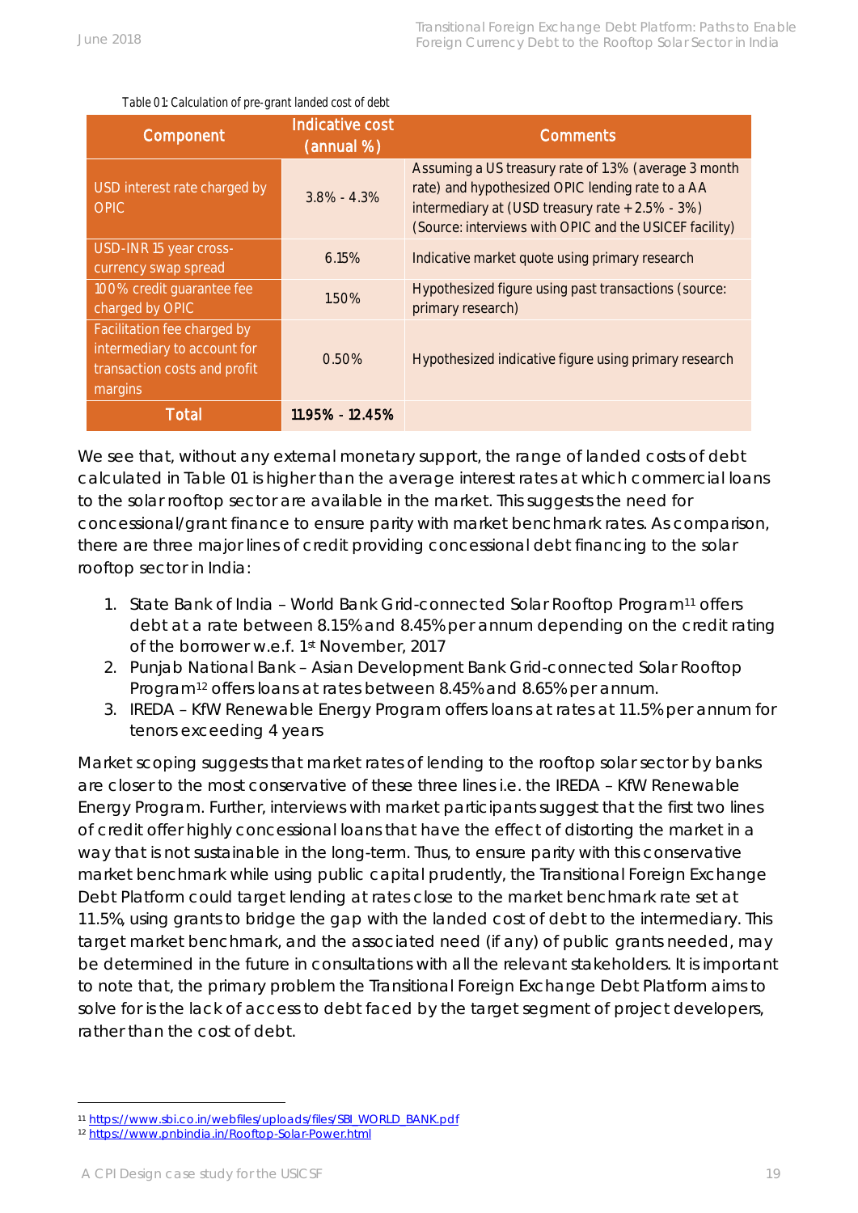Table 01: Calculation of pre-grant landed cost of debt

| Component | Indicative cost (annual %) | Comments |
|---|---|---|
| USD interest rate charged by OPIC | 3.8% - 4.3% | Assuming a US treasury rate of 1.3% (average 3 month rate) and hypothesized OPIC lending rate to a AA intermediary at (USD treasury rate + 2.5% - 3%) (Source: interviews with OPIC and the USICEF facility) |
| USD-INR 15 year cross-currency swap spread | 6.15% | Indicative market quote using primary research |
| 100% credit guarantee fee charged by OPIC | 1.50% | Hypothesized figure using past transactions (source: primary research) |
| Facilitation fee charged by intermediary to account for transaction costs and profit margins | 0.50% | Hypothesized indicative figure using primary research |
| **Total** | **11.95% - 12.45%** | |

We see that, without any external monetary support, the range of landed costs of debt calculated in Table 01 is higher than the average interest rates at which commercial loans to the solar rooftop sector are available in the market. This suggests the need for concessional/grant finance to ensure parity with market benchmark rates. As comparison, there are three major lines of credit providing concessional debt financing to the solar rooftop sector in India:

1. State Bank of India – World Bank Grid-connected Solar Rooftop Program[11] offers debt at a rate between 8.15% and 8.45% per annum depending on the credit rating of the borrower w.e.f. 1st November, 2017
2. Punjab National Bank – Asian Development Bank Grid-connected Solar Rooftop Program[12] offers loans at rates between 8.45% and 8.65% per annum.
3. IREDA – KfW Renewable Energy Program offers loans at rates at 11.5% per annum for tenors exceeding 4 years

Market scoping suggests that market rates of lending to the rooftop solar sector by banks are closer to the most conservative of these three lines i.e. the IREDA – KfW Renewable Energy Program. Further, interviews with market participants suggest that the first two lines of credit offer highly concessional loans that have the effect of distorting the market in a way that is not sustainable in the long-term. Thus, to ensure parity with this conservative market benchmark while using public capital prudently, the Transitional Foreign Exchange Debt Platform could target lending at rates close to the market benchmark rate set at 11.5%, using grants to bridge the gap with the landed cost of debt to the intermediary. This target market benchmark, and the associated need (if any) of public grants needed, may be determined in the future in consultations with all the relevant stakeholders. It is important to note that, the primary problem the Transitional Foreign Exchange Debt Platform aims to solve for is the lack of access to debt faced by the target segment of project developers, rather than the cost of debt.

---

[11] https://www.sbi.co.in/webfiles/uploads/files/SBI_WORLD_BANK.pdf

[12] https://www.pnbindia.in/Rooftop-Solar-Power.html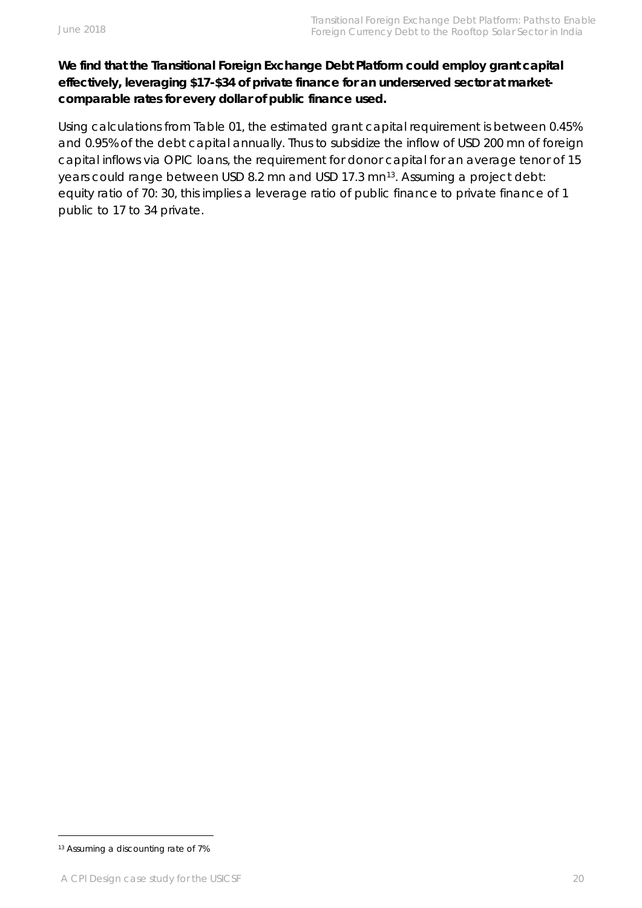**We find that the Transitional Foreign Exchange Debt Platform could employ grant capital effectively, leveraging $17-$34 of private finance for an underserved sector at market-comparable rates for every dollar of public finance used.**

Using calculations from Table 01, the estimated grant capital requirement is between 0.45% and 0.95% of the debt capital annually. Thus to subsidize the inflow of USD 200 mn of foreign capital inflows via OPIC loans, the requirement for donor capital for an average tenor of 15 years could range between USD 8.2 mn and USD 17.3 mn[13]. Assuming a project debt: equity ratio of 70: 30, this implies a leverage ratio of public finance to private finance of 1 public to 17 to 34 private.

---

[13] Assuming a discounting rate of 7%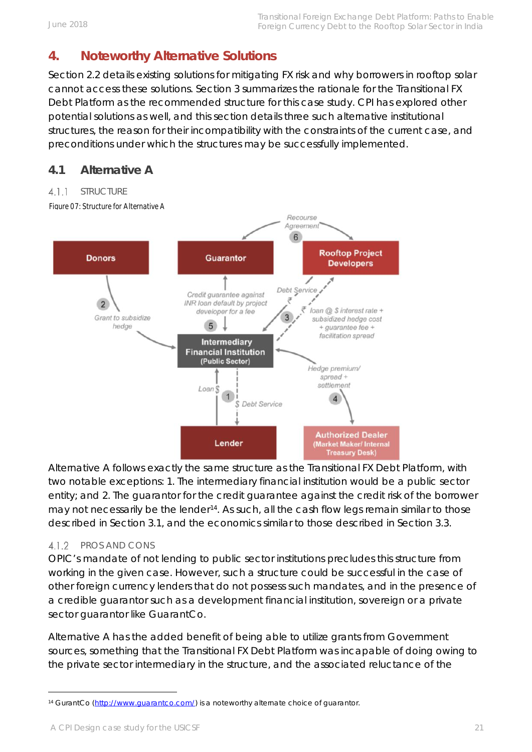# 4. Noteworthy Alternative Solutions

Section 2.2 details existing solutions for mitigating FX risk and why borrowers in rooftop solar cannot access these solutions. Section 3 summarizes the rationale for the Transitional FX Debt Platform as the recommended structure for this case study. CPI has explored other potential solutions as well, and this section details three such alternative institutional structures, the reason for their incompatibility with the constraints of the current case, and preconditions under which the structures may be successfully implemented.

## 4.1 Alternative A

### 4.1.1 STRUCTURE

Figure 07: Structure for Alternative A

Alternative A follows exactly the same structure as the Transitional FX Debt Platform, with two notable exceptions: 1. The intermediary financial institution would be a public sector entity; and 2. The guarantor for the credit guarantee against the credit risk of the borrower may not necessarily be the lender[14]. As such, all the cash flow legs remain similar to those described in Section 3.1, and the economics similar to those described in Section 3.3.

### 4.1.2 PROS AND CONS

OPIC's mandate of not lending to public sector institutions precludes this structure from working in the given case. However, such a structure could be successful in the case of other foreign currency lenders that do not possess such mandates, and in the presence of a credible guarantor such as a development financial institution, sovereign or a private sector guarantor like GuarantCo.

Alternative A has the added benefit of being able to utilize grants from Government sources, something that the Transitional FX Debt Platform was incapable of doing owing to the private sector intermediary in the structure, and the associated reluctance of the

[14] GurantCo (http://www.guarantco.com/) is a noteworthy alternate choice of guarantor.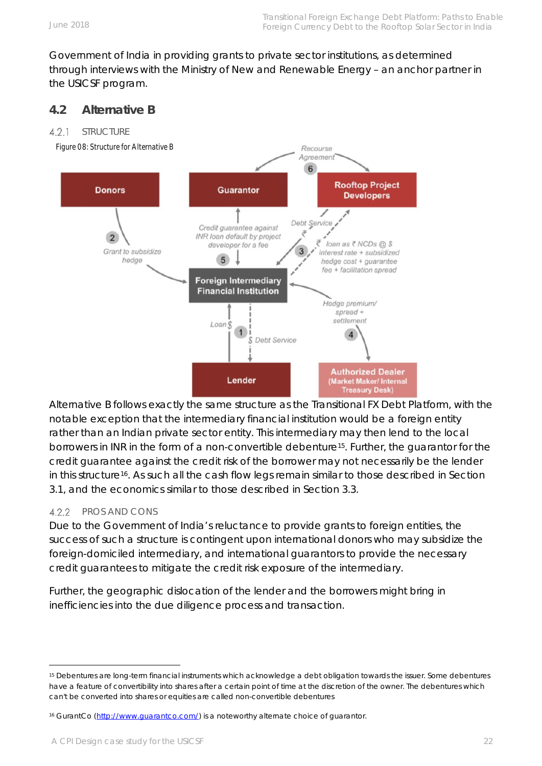Government of India in providing grants to private sector institutions, as determined through interviews with the Ministry of New and Renewable Energy – an anchor partner in the USICSF program.

## 4.2 Alternative B

### 4.2.1 STRUCTURE

Figure 08: Structure for Alternative B

Alternative B follows exactly the same structure as the Transitional FX Debt Platform, with the notable exception that the intermediary financial institution would be a foreign entity rather than an Indian private sector entity. This intermediary may then lend to the local borrowers in INR in the form of a non-convertible debenture[15]. Further, the guarantor for the credit guarantee against the credit risk of the borrower may not necessarily be the lender in this structure[16]. As such all the cash flow legs remain similar to those described in Section 3.1, and the economics similar to those described in Section 3.3.

### 4.2.2 PROS AND CONS

Due to the Government of India's reluctance to provide grants to foreign entities, the success of such a structure is contingent upon international donors who may subsidize the foreign-domiciled intermediary, and international guarantors to provide the necessary credit guarantees to mitigate the credit risk exposure of the intermediary.

Further, the geographic dislocation of the lender and the borrowers might bring in inefficiencies into the due diligence process and transaction.

---

[15] Debentures are long-term financial instruments which acknowledge a debt obligation towards the issuer. Some debentures have a feature of convertibility into shares after a certain point of time at the discretion of the owner. The debentures which can't be converted into shares or equities are called non-convertible debentures

[16] GurantCo (http://www.guarantco.com/) is a noteworthy alternate choice of guarantor.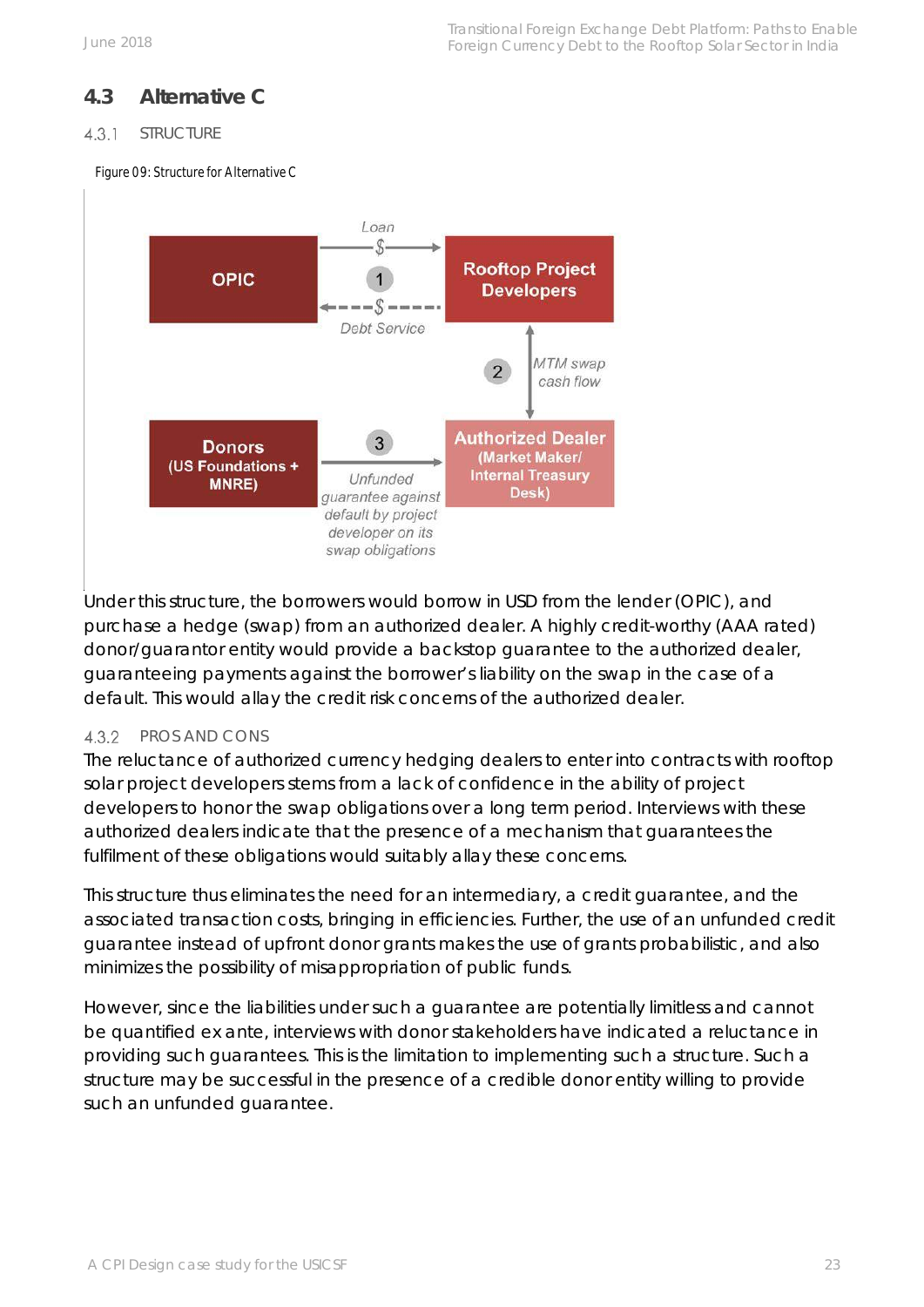## 4.3 Alternative C

### 4.3.1 STRUCTURE

Figure 09: Structure for Alternative C

Under this structure, the borrowers would borrow in USD from the lender (OPIC), and purchase a hedge (swap) from an authorized dealer. A highly credit-worthy (AAA rated) donor/guarantor entity would provide a backstop guarantee to the authorized dealer, guaranteeing payments against the borrower's liability on the swap in the case of a default. This would allay the credit risk concerns of the authorized dealer.

### 4.3.2 PROS AND CONS

The reluctance of authorized currency hedging dealers to enter into contracts with rooftop solar project developers stems from a lack of confidence in the ability of project developers to honor the swap obligations over a long term period. Interviews with these authorized dealers indicate that the presence of a mechanism that guarantees the fulfilment of these obligations would suitably allay these concerns.

This structure thus eliminates the need for an intermediary, a credit guarantee, and the associated transaction costs, bringing in efficiencies. Further, the use of an unfunded credit guarantee instead of upfront donor grants makes the use of grants probabilistic, and also minimizes the possibility of misappropriation of public funds.

However, since the liabilities under such a guarantee are potentially limitless and cannot be quantified ex ante, interviews with donor stakeholders have indicated a reluctance in providing such guarantees. This is the limitation to implementing such a structure. Such a structure may be successful in the presence of a credible donor entity willing to provide such an unfunded guarantee.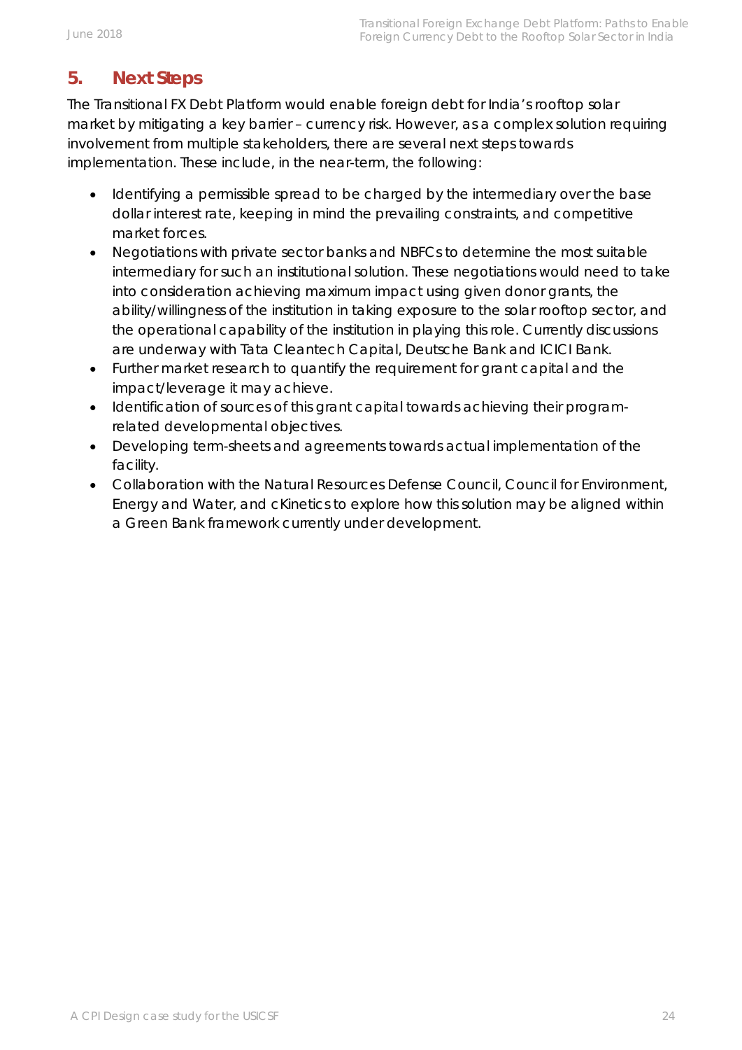## 5. Next Steps

The Transitional FX Debt Platform would enable foreign debt for India's rooftop solar market by mitigating a key barrier – currency risk. However, as a complex solution requiring involvement from multiple stakeholders, there are several next steps towards implementation. These include, in the near-term, the following:

- Identifying a permissible spread to be charged by the intermediary over the base dollar interest rate, keeping in mind the prevailing constraints, and competitive market forces.
- Negotiations with private sector banks and NBFCs to determine the most suitable intermediary for such an institutional solution. These negotiations would need to take into consideration achieving maximum impact using given donor grants, the ability/willingness of the institution in taking exposure to the solar rooftop sector, and the operational capability of the institution in playing this role. Currently discussions are underway with Tata Cleantech Capital, Deutsche Bank and ICICI Bank.
- Further market research to quantify the requirement for grant capital and the impact/leverage it may achieve.
- Identification of sources of this grant capital towards achieving their program-related developmental objectives.
- Developing term-sheets and agreements towards actual implementation of the facility.
- Collaboration with the Natural Resources Defense Council, Council for Environment, Energy and Water, and cKinetics to explore how this solution may be aligned within a Green Bank framework currently under development.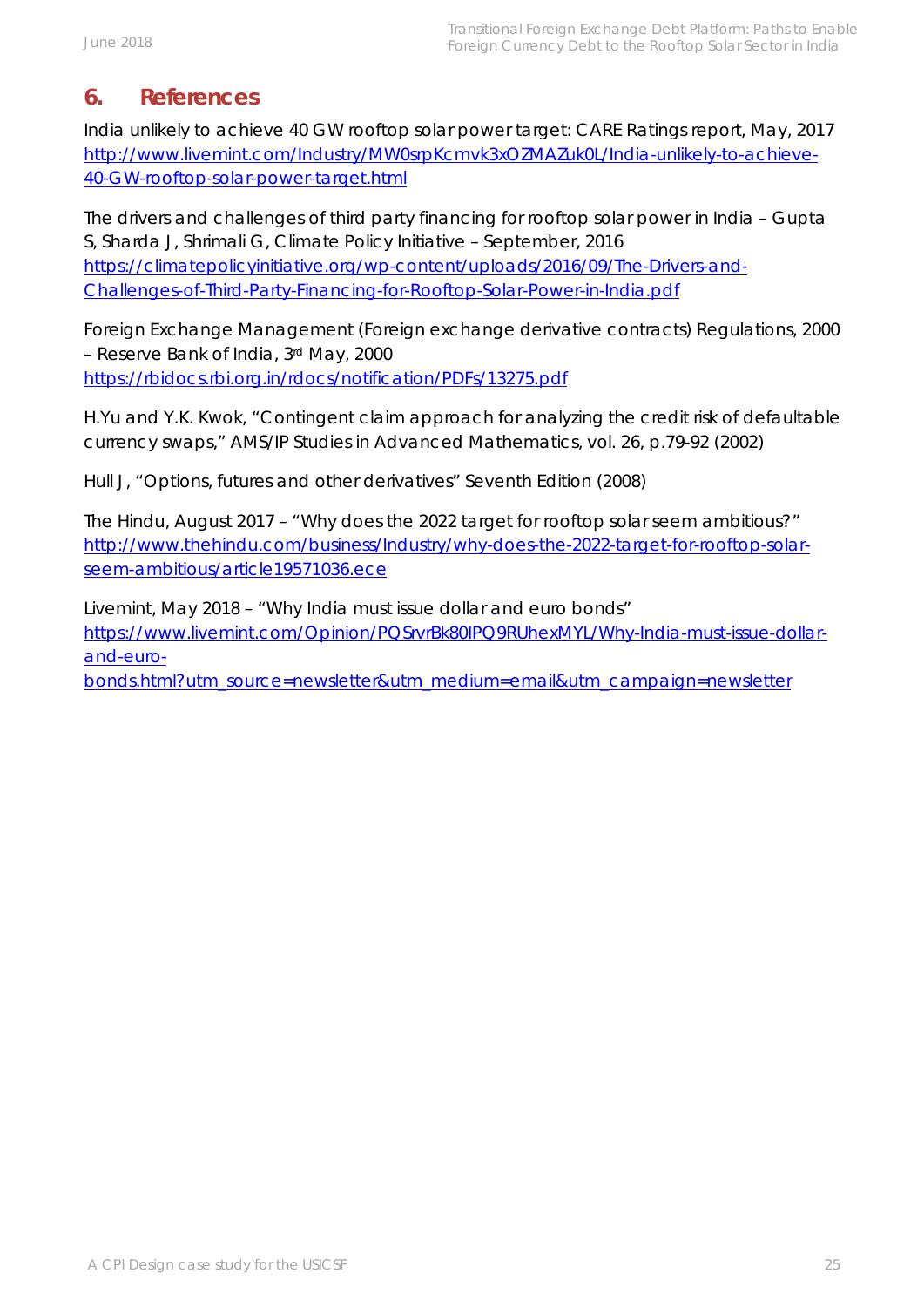## 6. References

India unlikely to achieve 40 GW rooftop solar power target: CARE Ratings report, May, 2017 http://www.livemint.com/Industry/MW0srpKcmvk3xOZMAZuk0L/India-unlikely-to-achieve-40-GW-rooftop-solar-power-target.html

The drivers and challenges of third party financing for rooftop solar power in India – Gupta S, Sharda J, Shrimali G, Climate Policy Initiative – September, 2016 https://climatepolicyinitiative.org/wp-content/uploads/2016/09/The-Drivers-and-Challenges-of-Third-Party-Financing-for-Rooftop-Solar-Power-in-India.pdf

Foreign Exchange Management (Foreign exchange derivative contracts) Regulations, 2000 – Reserve Bank of India, 3rd May, 2000 https://rbidocs.rbi.org.in/rdocs/notification/PDFs/13275.pdf

H.Yu and Y.K. Kwok, "Contingent claim approach for analyzing the credit risk of defaultable currency swaps," AMS/IP Studies in Advanced Mathematics, vol. 26, p.79-92 (2002)

Hull J, "Options, futures and other derivatives" Seventh Edition (2008)

The Hindu, August 2017 – "Why does the 2022 target for rooftop solar seem ambitious?" http://www.thehindu.com/business/Industry/why-does-the-2022-target-for-rooftop-solar-seem-ambitious/article19571036.ece

Livemint, May 2018 – "Why India must issue dollar and euro bonds" https://www.livemint.com/Opinion/PQSrvrBk80IPQ9RUhexMYL/Why-India-must-issue-dollar-and-euro-bonds.html?utm_source=newsletter&utm_medium=email&utm_campaign=newsletter